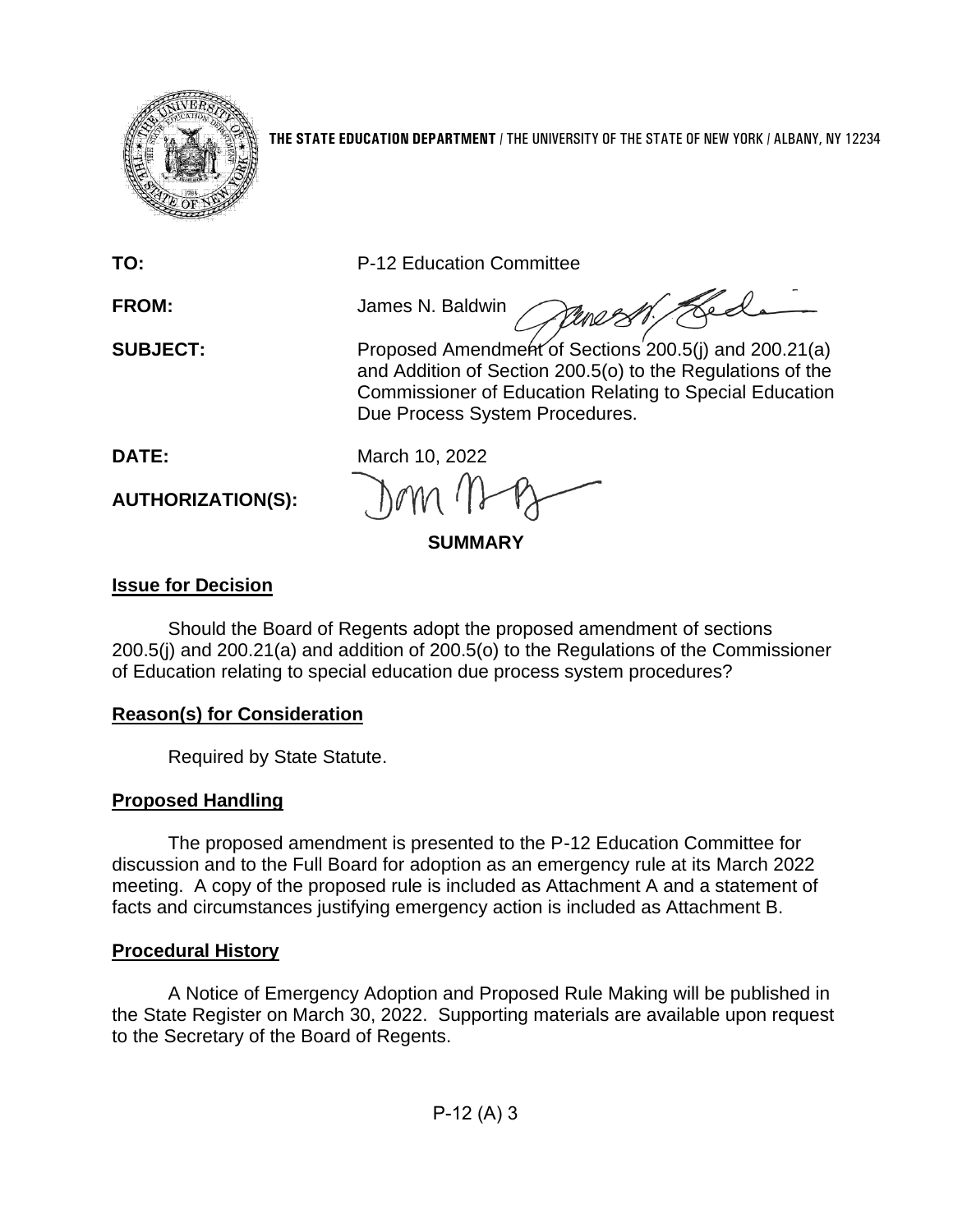**THE STATE EDUCATION DEPARTMENT** / THE UNIVERSITY OF THE STATE OF NEW YORK / ALBANY, NY 12234

**TO:** P-12 Education Committee

**FROM:** James N. Baldwin

**SUBJECT:** Proposed Amendment of Sections 200.5(j) and 200.21(a) and Addition of Section 200.5(o) to the Regulations of the Commissioner of Education Relating to Special Education Due Process System Procedures.

**DATE:** March 10, 2022

**AUTHORIZATION(S):**

## SUMMARY

### Issue for Decision

Should the Board of Regents adopt the proposed amendment of sections 200.5(j) and 200.21(a) and addition of 200.5(o) to the Regulations of the Commissioner of Education relating to special education due process system procedures?

### Reason(s) for Consideration

Required by State Statute.

### Proposed Handling

The proposed amendment is presented to the P-12 Education Committee for discussion and to the Full Board for adoption as an emergency rule at its March 2022 meeting. A copy of the proposed rule is included as Attachment A and a statement of facts and circumstances justifying emergency action is included as Attachment B.

### Procedural History

A Notice of Emergency Adoption and Proposed Rule Making will be published in the State Register on March 30, 2022. Supporting materials are available upon request to the Secretary of the Board of Regents.

P-12 (A) 3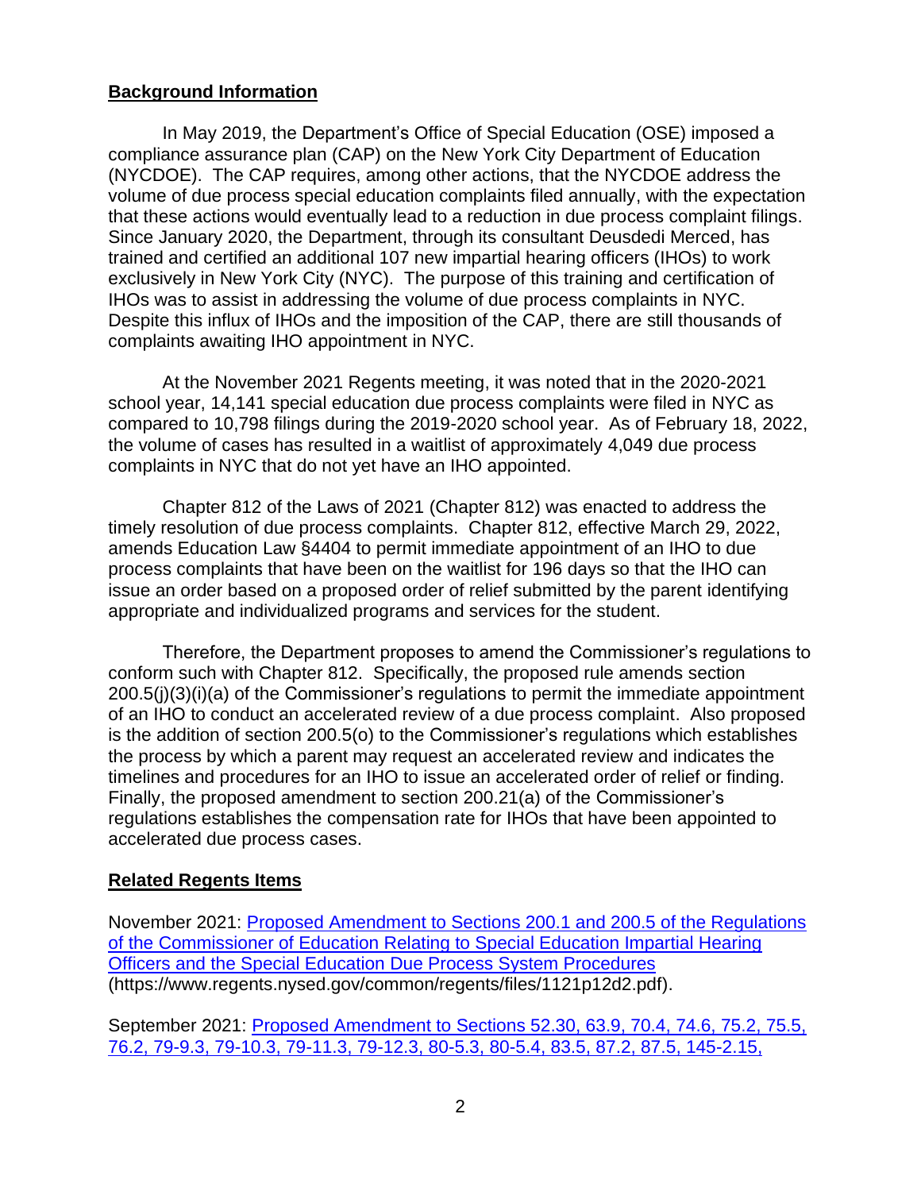**Background Information**

In May 2019, the Department's Office of Special Education (OSE) imposed a compliance assurance plan (CAP) on the New York City Department of Education (NYCDOE). The CAP requires, among other actions, that the NYCDOE address the volume of due process special education complaints filed annually, with the expectation that these actions would eventually lead to a reduction in due process complaint filings. Since January 2020, the Department, through its consultant Deusdedi Merced, has trained and certified an additional 107 new impartial hearing officers (IHOs) to work exclusively in New York City (NYC). The purpose of this training and certification of IHOs was to assist in addressing the volume of due process complaints in NYC. Despite this influx of IHOs and the imposition of the CAP, there are still thousands of complaints awaiting IHO appointment in NYC.

At the November 2021 Regents meeting, it was noted that in the 2020-2021 school year, 14,141 special education due process complaints were filed in NYC as compared to 10,798 filings during the 2019-2020 school year. As of February 18, 2022, the volume of cases has resulted in a waitlist of approximately 4,049 due process complaints in NYC that do not yet have an IHO appointed.

Chapter 812 of the Laws of 2021 (Chapter 812) was enacted to address the timely resolution of due process complaints. Chapter 812, effective March 29, 2022, amends Education Law §4404 to permit immediate appointment of an IHO to due process complaints that have been on the waitlist for 196 days so that the IHO can issue an order based on a proposed order of relief submitted by the parent identifying appropriate and individualized programs and services for the student.

Therefore, the Department proposes to amend the Commissioner's regulations to conform such with Chapter 812. Specifically, the proposed rule amends section 200.5(j)(3)(i)(a) of the Commissioner's regulations to permit the immediate appointment of an IHO to conduct an accelerated review of a due process complaint. Also proposed is the addition of section 200.5(o) to the Commissioner's regulations which establishes the process by which a parent may request an accelerated review and indicates the timelines and procedures for an IHO to issue an accelerated order of relief or finding. Finally, the proposed amendment to section 200.21(a) of the Commissioner's regulations establishes the compensation rate for IHOs that have been appointed to accelerated due process cases.

**Related Regents Items**

November 2021: [Proposed Amendment to Sections 200.1 and 200.5 of the Regulations of the Commissioner of Education Relating to Special Education Impartial Hearing Officers and the Special Education Due Process System Procedures](https://www.regents.nysed.gov/common/regents/files/1121p12d2.pdf) (https://www.regents.nysed.gov/common/regents/files/1121p12d2.pdf).

September 2021: Proposed Amendment to Sections 52.30, 63.9, 70.4, 74.6, 75.2, 75.5, 76.2, 79-9.3, 79-10.3, 79-11.3, 79-12.3, 80-5.3, 80-5.4, 83.5, 87.2, 87.5, 145-2.15,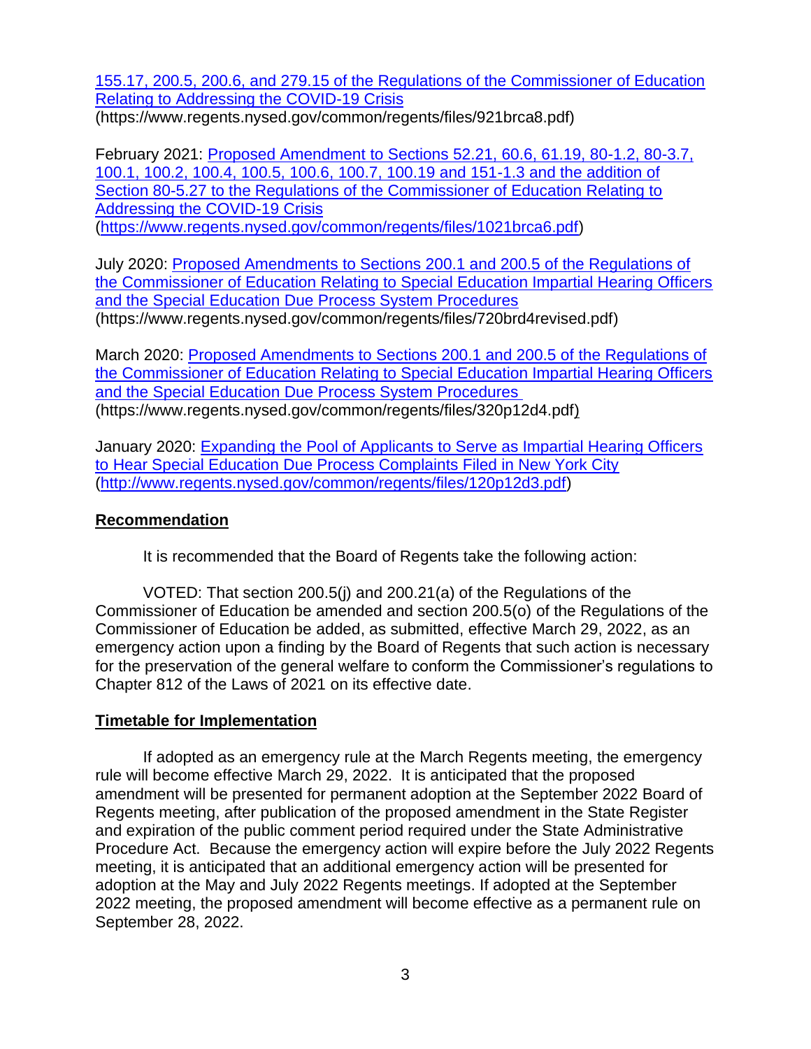[155.17, 200.5, 200.6, and 279.15 of the Regulations of the Commissioner of Education Relating to Addressing the COVID-19 Crisis](https://www.regents.nysed.gov/common/regents/files/921brca8.pdf)
(https://www.regents.nysed.gov/common/regents/files/921brca8.pdf)

February 2021: [Proposed Amendment to Sections 52.21, 60.6, 61.19, 80-1.2, 80-3.7, 100.1, 100.2, 100.4, 100.5, 100.6, 100.7, 100.19 and 151-1.3 and the addition of Section 80-5.27 to the Regulations of the Commissioner of Education Relating to Addressing the COVID-19 Crisis](https://www.regents.nysed.gov/common/regents/files/1021brca6.pdf)
(https://www.regents.nysed.gov/common/regents/files/1021brca6.pdf)

July 2020: [Proposed Amendments to Sections 200.1 and 200.5 of the Regulations of the Commissioner of Education Relating to Special Education Impartial Hearing Officers and the Special Education Due Process System Procedures](https://www.regents.nysed.gov/common/regents/files/720brd4revised.pdf)
(https://www.regents.nysed.gov/common/regents/files/720brd4revised.pdf)

March 2020: [Proposed Amendments to Sections 200.1 and 200.5 of the Regulations of the Commissioner of Education Relating to Special Education Impartial Hearing Officers and the Special Education Due Process System Procedures](https://www.regents.nysed.gov/common/regents/files/320p12d4.pdf)
(https://www.regents.nysed.gov/common/regents/files/320p12d4.pdf)

January 2020: [Expanding the Pool of Applicants to Serve as Impartial Hearing Officers to Hear Special Education Due Process Complaints Filed in New York City](http://www.regents.nysed.gov/common/regents/files/120p12d3.pdf)
(http://www.regents.nysed.gov/common/regents/files/120p12d3.pdf)

**Recommendation**

It is recommended that the Board of Regents take the following action:

VOTED: That section 200.5(j) and 200.21(a) of the Regulations of the Commissioner of Education be amended and section 200.5(o) of the Regulations of the Commissioner of Education be added, as submitted, effective March 29, 2022, as an emergency action upon a finding by the Board of Regents that such action is necessary for the preservation of the general welfare to conform the Commissioner's regulations to Chapter 812 of the Laws of 2021 on its effective date.

**Timetable for Implementation**

If adopted as an emergency rule at the March Regents meeting, the emergency rule will become effective March 29, 2022. It is anticipated that the proposed amendment will be presented for permanent adoption at the September 2022 Board of Regents meeting, after publication of the proposed amendment in the State Register and expiration of the public comment period required under the State Administrative Procedure Act. Because the emergency action will expire before the July 2022 Regents meeting, it is anticipated that an additional emergency action will be presented for adoption at the May and July 2022 Regents meetings. If adopted at the September 2022 meeting, the proposed amendment will become effective as a permanent rule on September 28, 2022.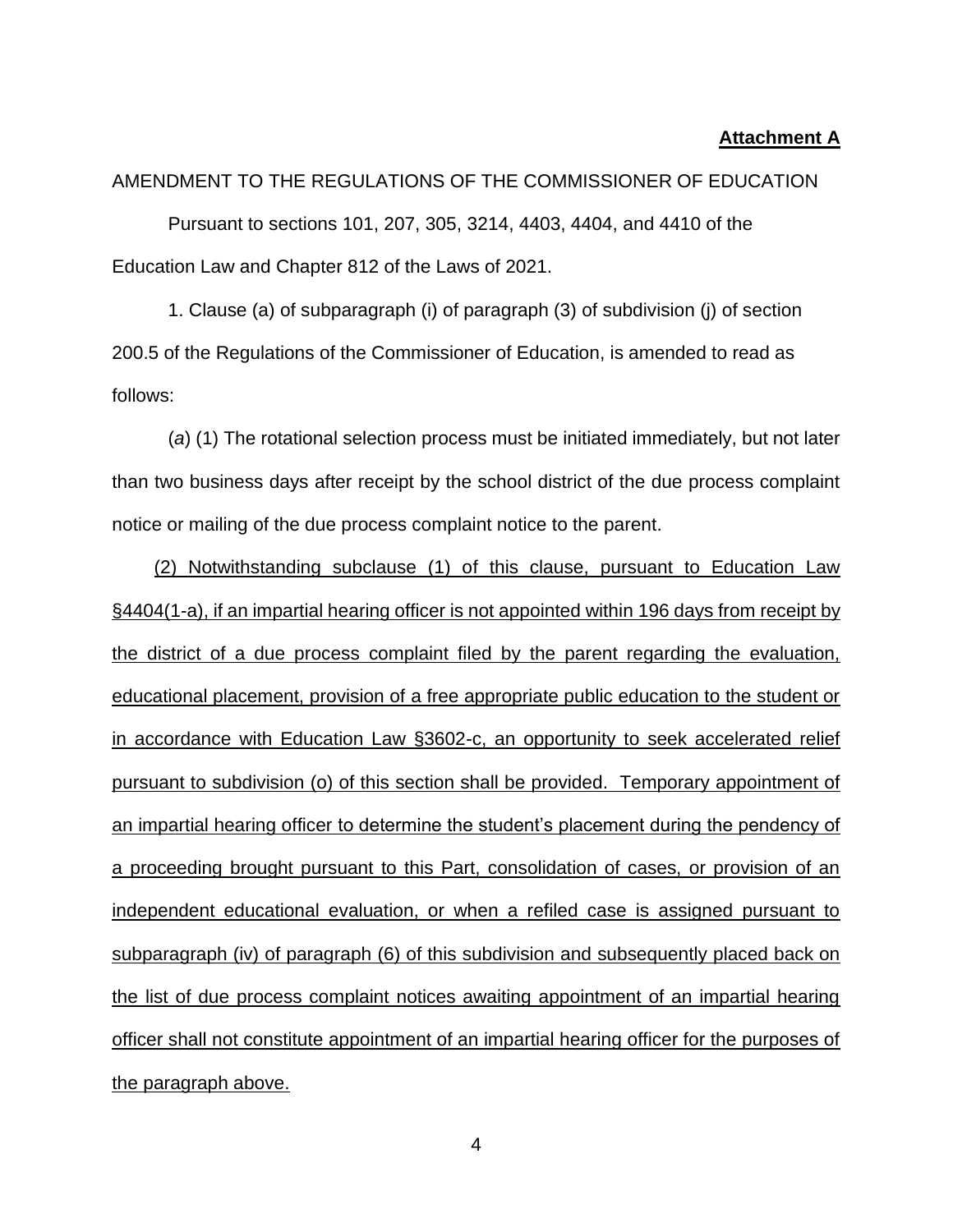**Attachment A**

AMENDMENT TO THE REGULATIONS OF THE COMMISSIONER OF EDUCATION

Pursuant to sections 101, 207, 305, 3214, 4403, 4404, and 4410 of the Education Law and Chapter 812 of the Laws of 2021.

1. Clause (a) of subparagraph (i) of paragraph (3) of subdivision (j) of section 200.5 of the Regulations of the Commissioner of Education, is amended to read as follows:

(*a*) (1) The rotational selection process must be initiated immediately, but not later than two business days after receipt by the school district of the due process complaint notice or mailing of the due process complaint notice to the parent.

<u>(2) Notwithstanding subclause (1) of this clause, pursuant to Education Law §4404(1-a), if an impartial hearing officer is not appointed within 196 days from receipt by the district of a due process complaint filed by the parent regarding the evaluation, educational placement, provision of a free appropriate public education to the student or in accordance with Education Law §3602-c, an opportunity to seek accelerated relief pursuant to subdivision (o) of this section shall be provided. Temporary appointment of an impartial hearing officer to determine the student's placement during the pendency of a proceeding brought pursuant to this Part, consolidation of cases, or provision of an independent educational evaluation, or when a refiled case is assigned pursuant to subparagraph (iv) of paragraph (6) of this subdivision and subsequently placed back on the list of due process complaint notices awaiting appointment of an impartial hearing officer shall not constitute appointment of an impartial hearing officer for the purposes of the paragraph above.</u>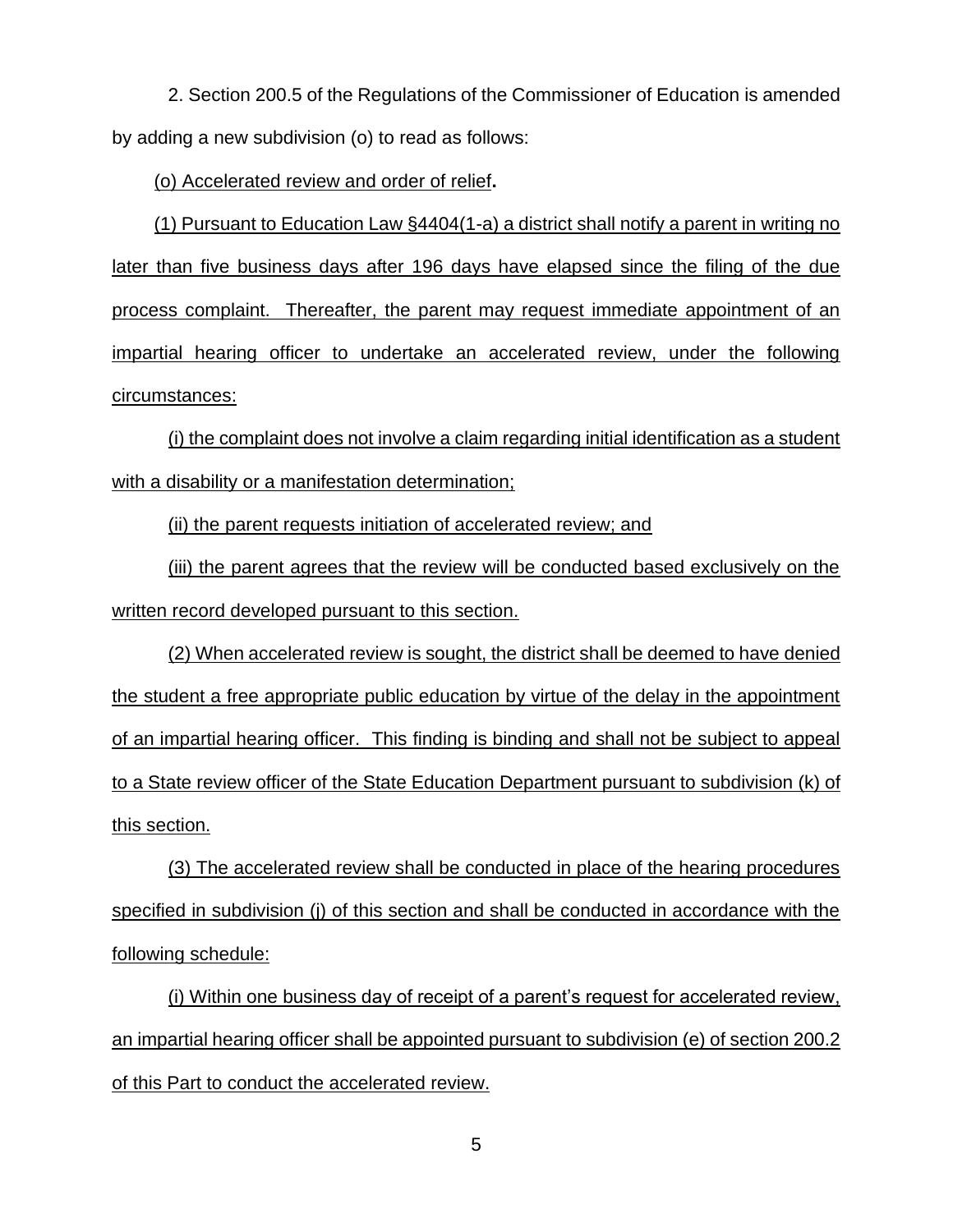2. Section 200.5 of the Regulations of the Commissioner of Education is amended by adding a new subdivision (o) to read as follows:

(o) Accelerated review and order of relief**.**

(1) Pursuant to Education Law §4404(1-a) a district shall notify a parent in writing no later than five business days after 196 days have elapsed since the filing of the due process complaint. Thereafter, the parent may request immediate appointment of an impartial hearing officer to undertake an accelerated review, under the following circumstances:

(i) the complaint does not involve a claim regarding initial identification as a student with a disability or a manifestation determination;

(ii) the parent requests initiation of accelerated review; and

(iii) the parent agrees that the review will be conducted based exclusively on the written record developed pursuant to this section.

(2) When accelerated review is sought, the district shall be deemed to have denied the student a free appropriate public education by virtue of the delay in the appointment of an impartial hearing officer. This finding is binding and shall not be subject to appeal to a State review officer of the State Education Department pursuant to subdivision (k) of this section.

(3) The accelerated review shall be conducted in place of the hearing procedures specified in subdivision (j) of this section and shall be conducted in accordance with the following schedule:

(i) Within one business day of receipt of a parent's request for accelerated review, an impartial hearing officer shall be appointed pursuant to subdivision (e) of section 200.2 of this Part to conduct the accelerated review.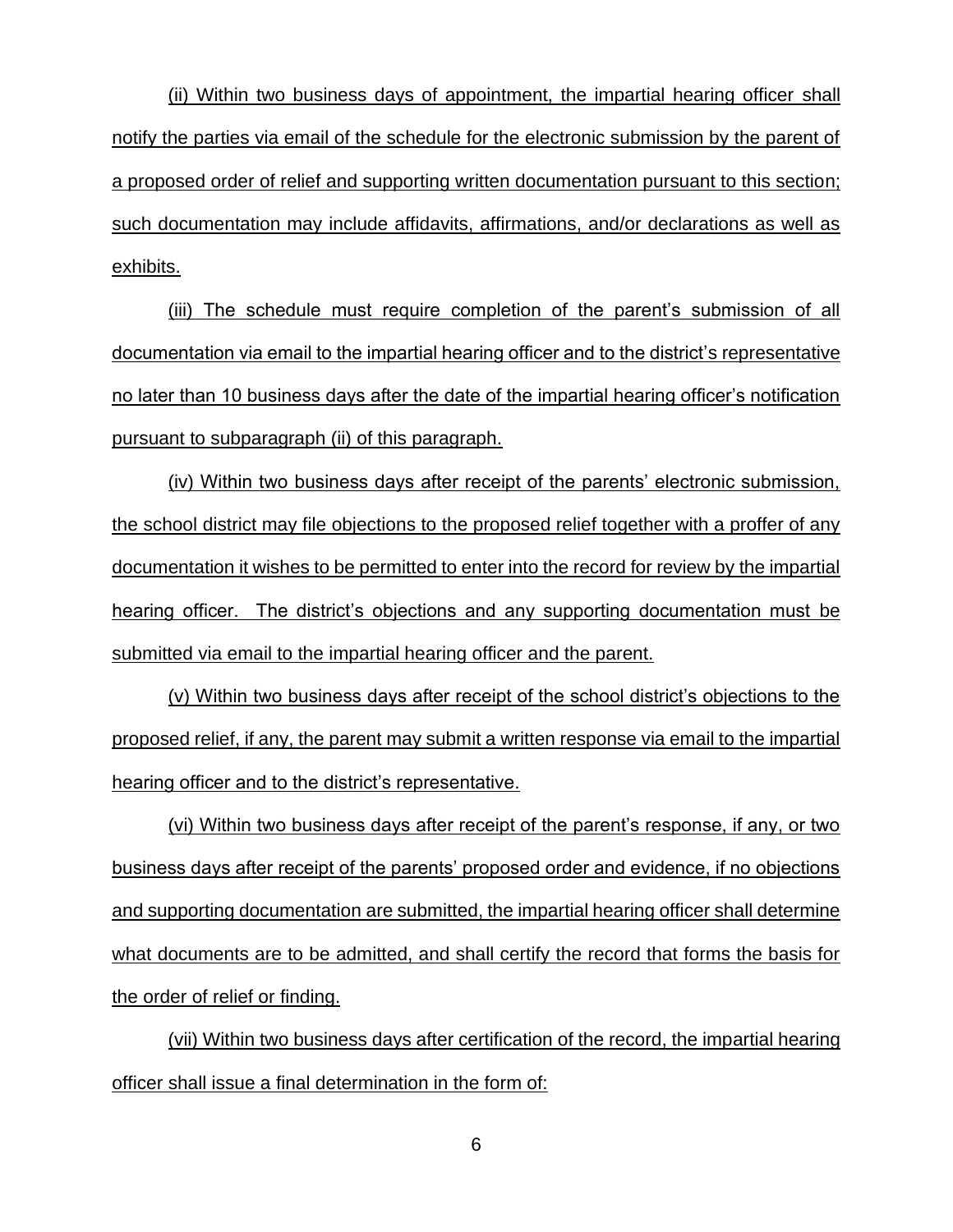(ii) Within two business days of appointment, the impartial hearing officer shall notify the parties via email of the schedule for the electronic submission by the parent of a proposed order of relief and supporting written documentation pursuant to this section; such documentation may include affidavits, affirmations, and/or declarations as well as exhibits.

(iii) The schedule must require completion of the parent's submission of all documentation via email to the impartial hearing officer and to the district's representative no later than 10 business days after the date of the impartial hearing officer's notification pursuant to subparagraph (ii) of this paragraph.

(iv) Within two business days after receipt of the parents' electronic submission, the school district may file objections to the proposed relief together with a proffer of any documentation it wishes to be permitted to enter into the record for review by the impartial hearing officer. The district's objections and any supporting documentation must be submitted via email to the impartial hearing officer and the parent.

(v) Within two business days after receipt of the school district's objections to the proposed relief, if any, the parent may submit a written response via email to the impartial hearing officer and to the district's representative.

(vi) Within two business days after receipt of the parent's response, if any, or two business days after receipt of the parents' proposed order and evidence, if no objections and supporting documentation are submitted, the impartial hearing officer shall determine what documents are to be admitted, and shall certify the record that forms the basis for the order of relief or finding.

(vii) Within two business days after certification of the record, the impartial hearing officer shall issue a final determination in the form of: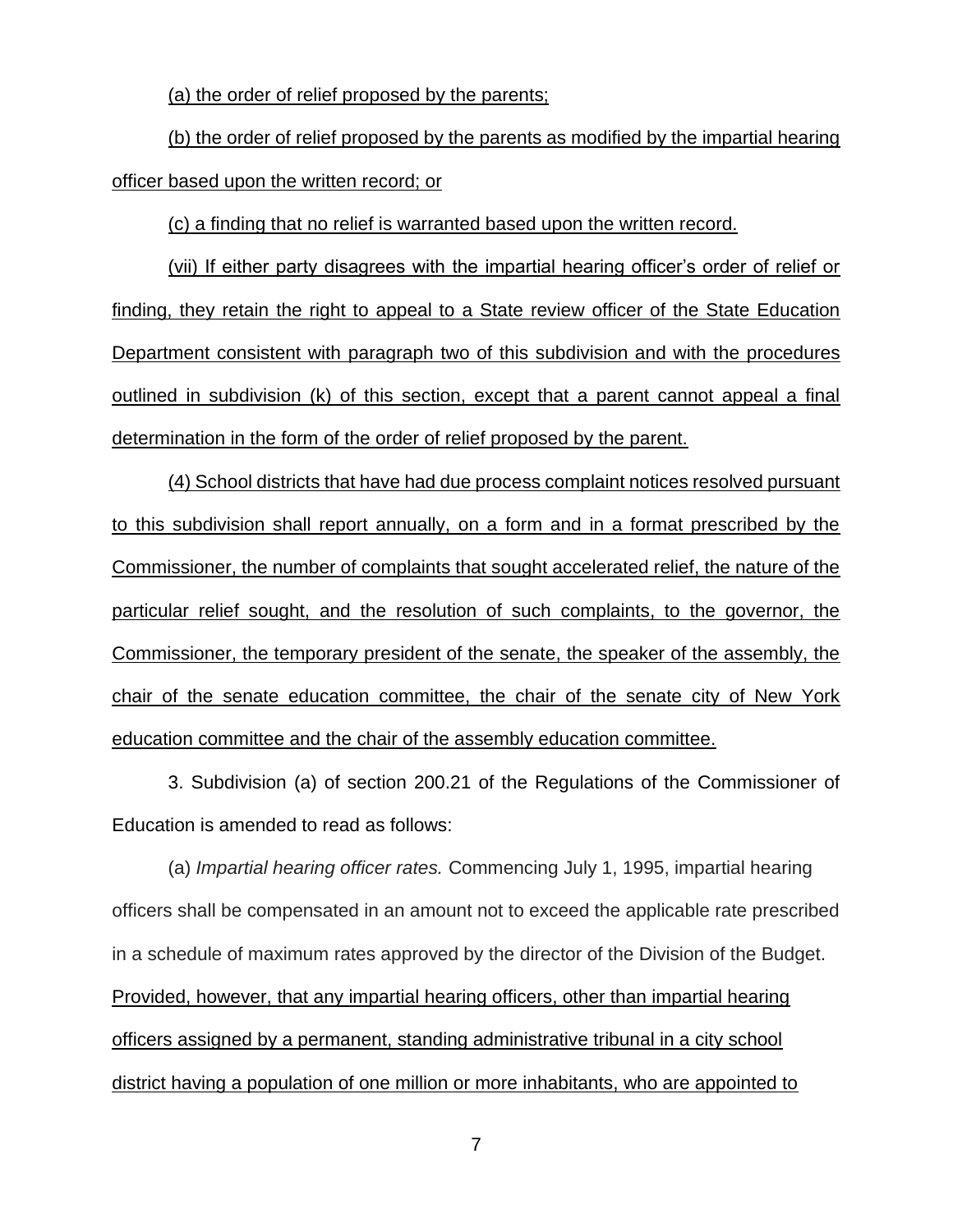(a) the order of relief proposed by the parents;

(b) the order of relief proposed by the parents as modified by the impartial hearing officer based upon the written record; or

(c) a finding that no relief is warranted based upon the written record.

(vii) If either party disagrees with the impartial hearing officer's order of relief or finding, they retain the right to appeal to a State review officer of the State Education Department consistent with paragraph two of this subdivision and with the procedures outlined in subdivision (k) of this section, except that a parent cannot appeal a final determination in the form of the order of relief proposed by the parent.

(4) School districts that have had due process complaint notices resolved pursuant to this subdivision shall report annually, on a form and in a format prescribed by the Commissioner, the number of complaints that sought accelerated relief, the nature of the particular relief sought, and the resolution of such complaints, to the governor, the Commissioner, the temporary president of the senate, the speaker of the assembly, the chair of the senate education committee, the chair of the senate city of New York education committee and the chair of the assembly education committee.

3. Subdivision (a) of section 200.21 of the Regulations of the Commissioner of Education is amended to read as follows:

(a) *Impartial hearing officer rates.* Commencing July 1, 1995, impartial hearing officers shall be compensated in an amount not to exceed the applicable rate prescribed in a schedule of maximum rates approved by the director of the Division of the Budget. Provided, however, that any impartial hearing officers, other than impartial hearing officers assigned by a permanent, standing administrative tribunal in a city school district having a population of one million or more inhabitants, who are appointed to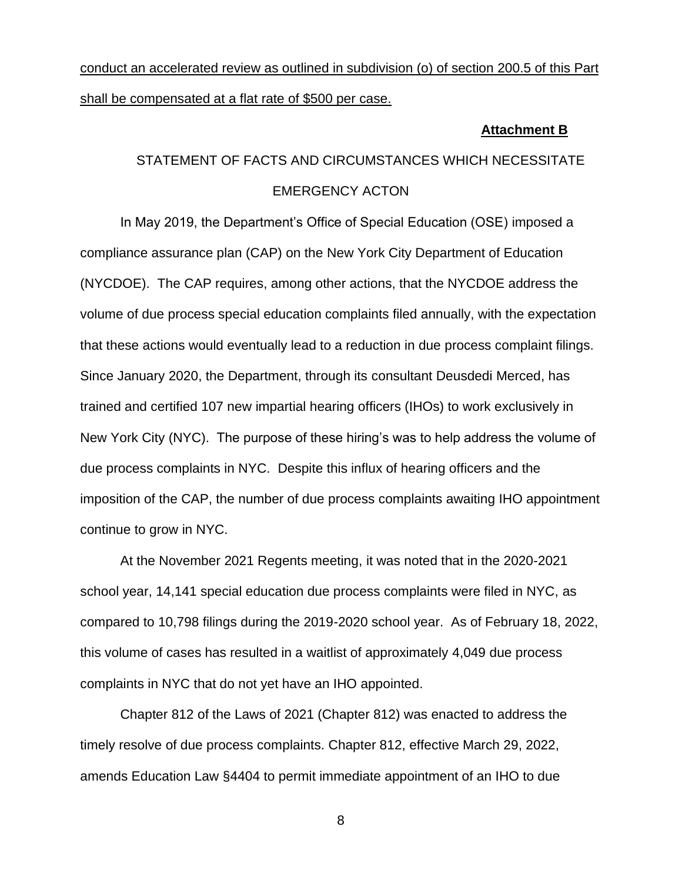<u>conduct an accelerated review as outlined in subdivision (o) of section 200.5 of this Part shall be compensated at a flat rate of $500 per case.</u>

**<u>Attachment B</u>**

STATEMENT OF FACTS AND CIRCUMSTANCES WHICH NECESSITATE EMERGENCY ACTON

In May 2019, the Department's Office of Special Education (OSE) imposed a compliance assurance plan (CAP) on the New York City Department of Education (NYCDOE). The CAP requires, among other actions, that the NYCDOE address the volume of due process special education complaints filed annually, with the expectation that these actions would eventually lead to a reduction in due process complaint filings. Since January 2020, the Department, through its consultant Deusdedi Merced, has trained and certified 107 new impartial hearing officers (IHOs) to work exclusively in New York City (NYC). The purpose of these hiring's was to help address the volume of due process complaints in NYC. Despite this influx of hearing officers and the imposition of the CAP, the number of due process complaints awaiting IHO appointment continue to grow in NYC.

At the November 2021 Regents meeting, it was noted that in the 2020-2021 school year, 14,141 special education due process complaints were filed in NYC, as compared to 10,798 filings during the 2019-2020 school year. As of February 18, 2022, this volume of cases has resulted in a waitlist of approximately 4,049 due process complaints in NYC that do not yet have an IHO appointed.

Chapter 812 of the Laws of 2021 (Chapter 812) was enacted to address the timely resolve of due process complaints. Chapter 812, effective March 29, 2022, amends Education Law §4404 to permit immediate appointment of an IHO to due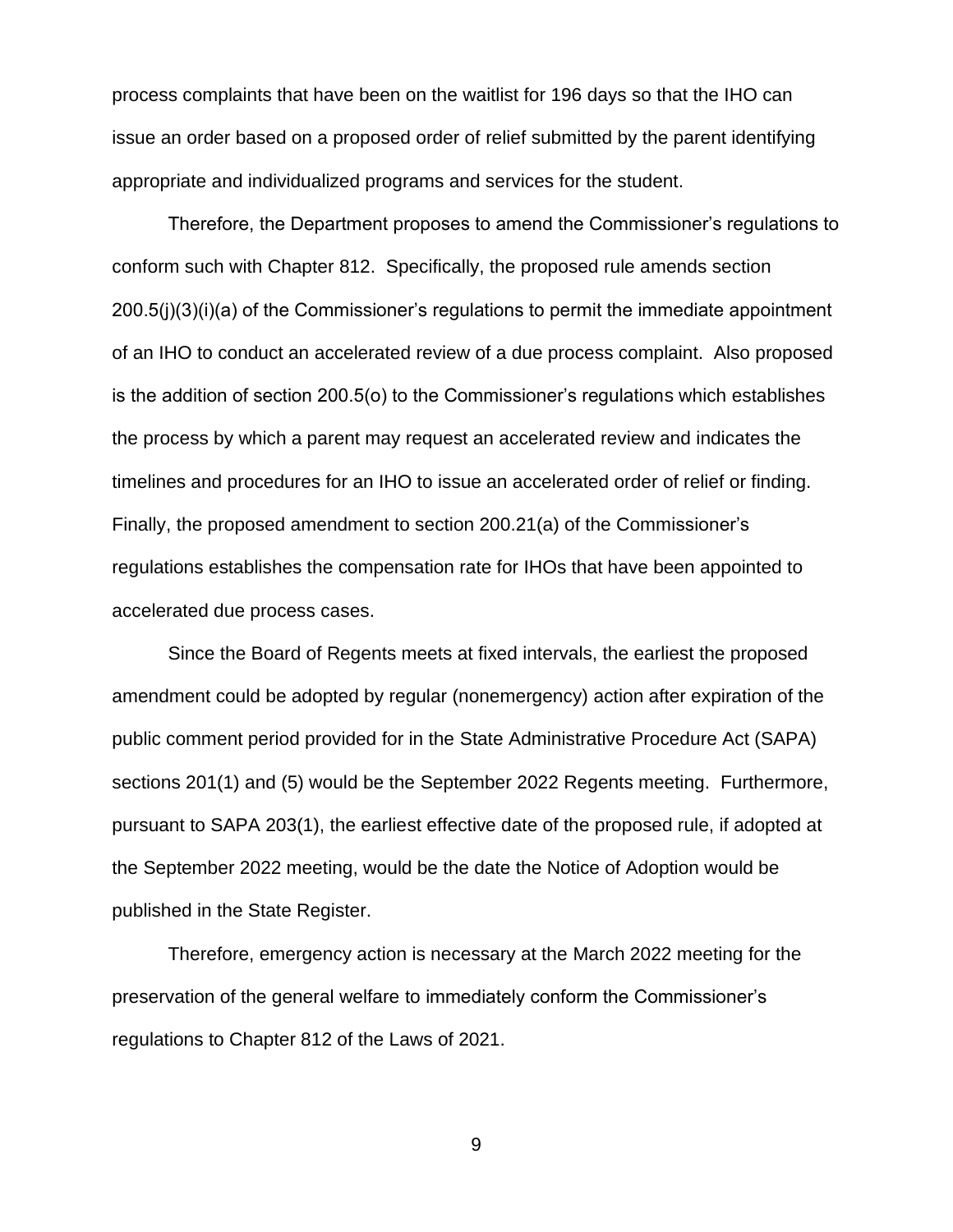process complaints that have been on the waitlist for 196 days so that the IHO can issue an order based on a proposed order of relief submitted by the parent identifying appropriate and individualized programs and services for the student.

Therefore, the Department proposes to amend the Commissioner's regulations to conform such with Chapter 812. Specifically, the proposed rule amends section 200.5(j)(3)(i)(a) of the Commissioner's regulations to permit the immediate appointment of an IHO to conduct an accelerated review of a due process complaint. Also proposed is the addition of section 200.5(o) to the Commissioner's regulations which establishes the process by which a parent may request an accelerated review and indicates the timelines and procedures for an IHO to issue an accelerated order of relief or finding. Finally, the proposed amendment to section 200.21(a) of the Commissioner's regulations establishes the compensation rate for IHOs that have been appointed to accelerated due process cases.

Since the Board of Regents meets at fixed intervals, the earliest the proposed amendment could be adopted by regular (nonemergency) action after expiration of the public comment period provided for in the State Administrative Procedure Act (SAPA) sections 201(1) and (5) would be the September 2022 Regents meeting. Furthermore, pursuant to SAPA 203(1), the earliest effective date of the proposed rule, if adopted at the September 2022 meeting, would be the date the Notice of Adoption would be published in the State Register.

Therefore, emergency action is necessary at the March 2022 meeting for the preservation of the general welfare to immediately conform the Commissioner's regulations to Chapter 812 of the Laws of 2021.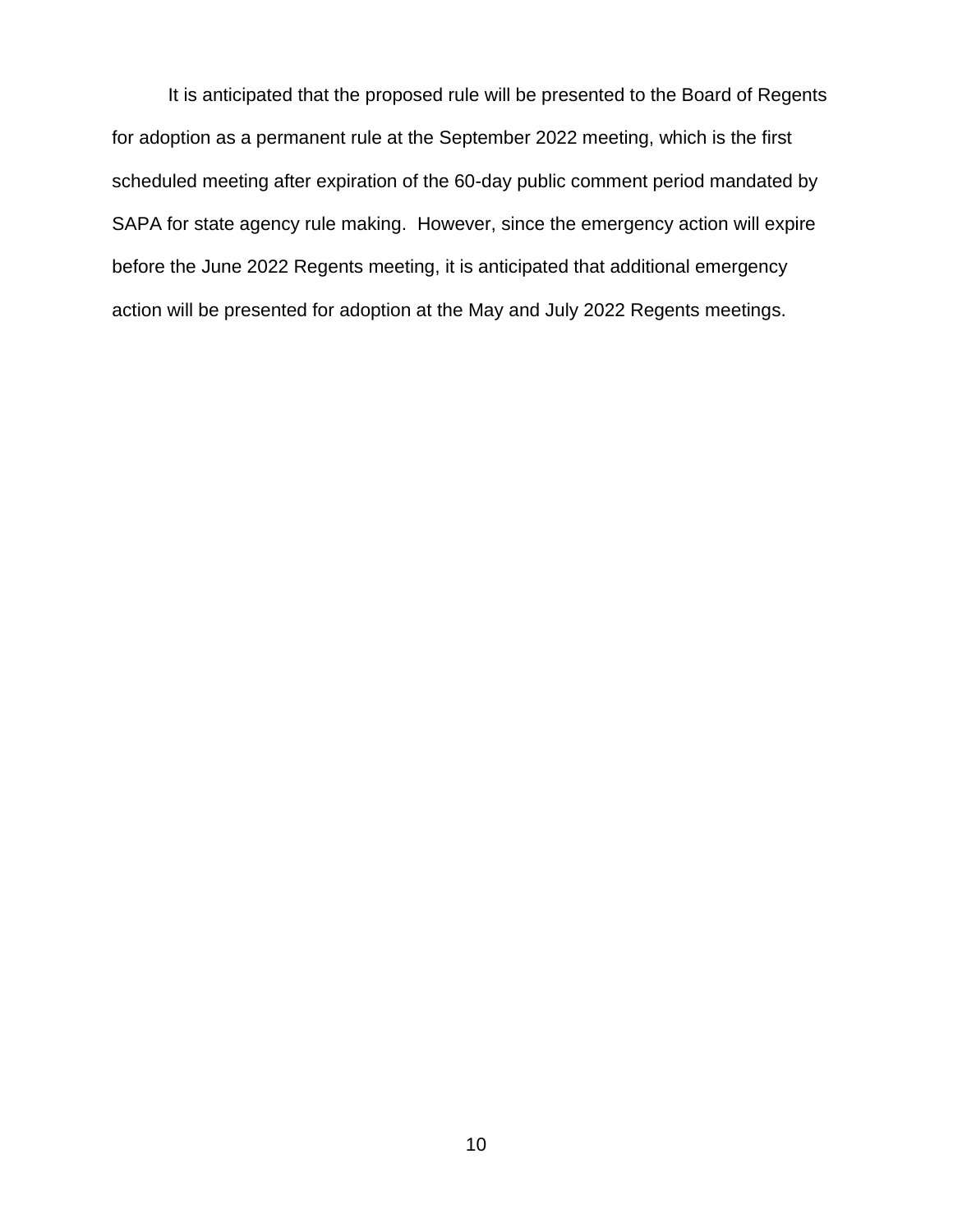It is anticipated that the proposed rule will be presented to the Board of Regents for adoption as a permanent rule at the September 2022 meeting, which is the first scheduled meeting after expiration of the 60-day public comment period mandated by SAPA for state agency rule making. However, since the emergency action will expire before the June 2022 Regents meeting, it is anticipated that additional emergency action will be presented for adoption at the May and July 2022 Regents meetings.